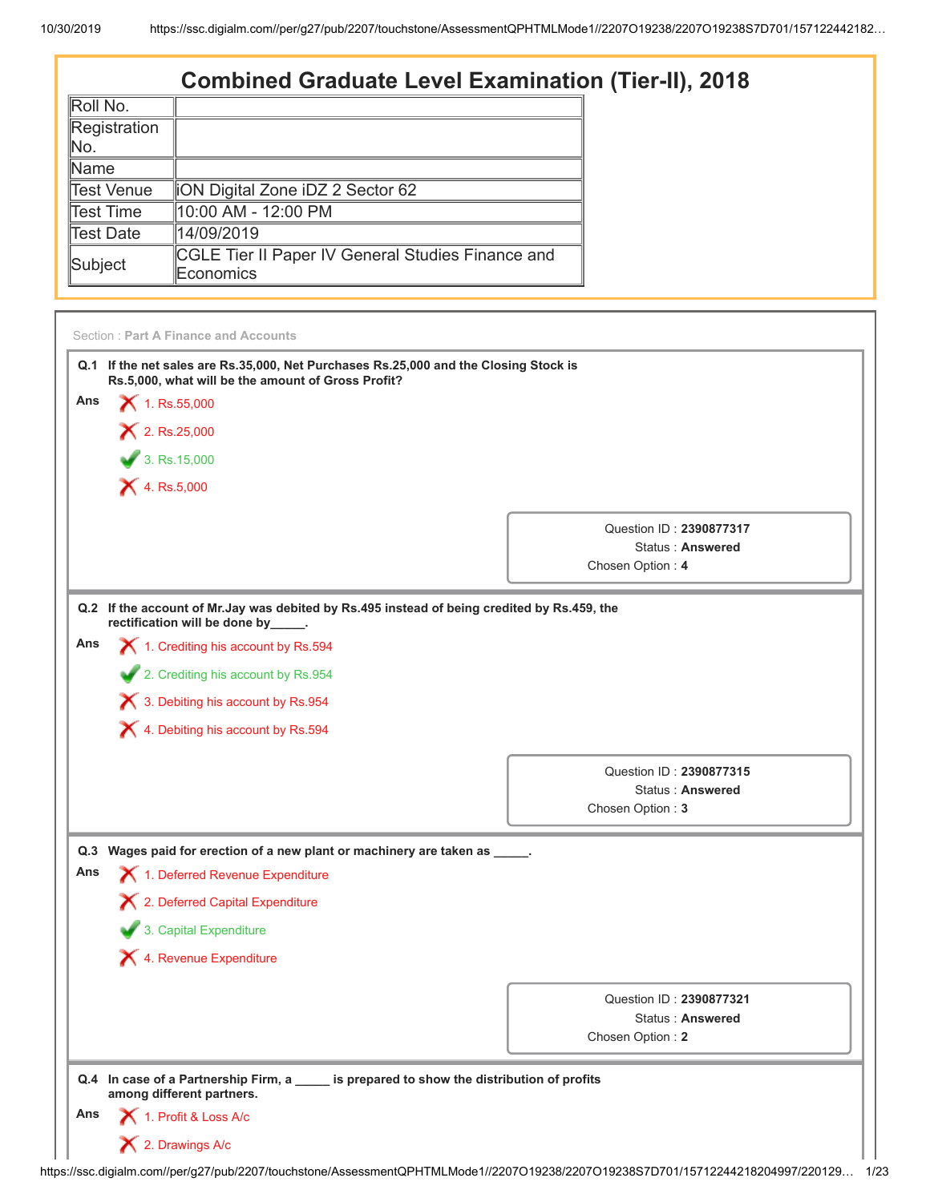# Combined Graduate Level Examination (Tier-II), 2018

| Roll No. | |
|---|---|
| Registration No. | |
| Name | |
| Test Venue | iON Digital Zone iDZ 2 Sector 62 |
| Test Time | 10:00 AM - 12:00 PM |
| Test Date | 14/09/2019 |
| Subject | CGLE Tier II Paper IV General Studies Finance and Economics |

Section : **Part A Finance and Accounts**

**Q.1 If the net sales are Rs.35,000, Net Purchases Rs.25,000 and the Closing Stock is Rs.5,000, what will be the amount of Gross Profit?**

**Ans**

✗ 1. Rs.55,000

✗ 2. Rs.25,000

✓ 3. Rs.15,000

✗ 4. Rs.5,000

Question ID : **2390877317**
Status : **Answered**
Chosen Option : **4**

**Q.2 If the account of Mr.Jay was debited by Rs.495 instead of being credited by Rs.459, the rectification will be done by_____.**

**Ans**

✗ 1. Crediting his account by Rs.594

✓ 2. Crediting his account by Rs.954

✗ 3. Debiting his account by Rs.954

✗ 4. Debiting his account by Rs.594

Question ID : **2390877315**
Status : **Answered**
Chosen Option : **3**

**Q.3 Wages paid for erection of a new plant or machinery are taken as _____.**

**Ans**

✗ 1. Deferred Revenue Expenditure

✗ 2. Deferred Capital Expenditure

✓ 3. Capital Expenditure

✗ 4. Revenue Expenditure

Question ID : **2390877321**
Status : **Answered**
Chosen Option : **2**

**Q.4 In case of a Partnership Firm, a _____ is prepared to show the distribution of profits among different partners.**

**Ans**

✗ 1. Profit & Loss A/c

✗ 2. Drawings A/c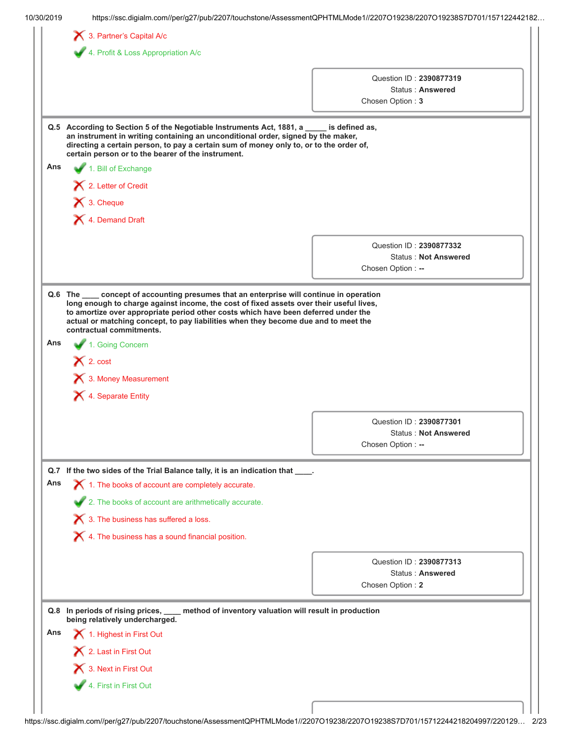3. Partner's Capital A/c

4. Profit & Loss Appropriation A/c

Question ID : **2390877319**
Status : **Answered**
Chosen Option : **3**

**Q.5 According to Section 5 of the Negotiable Instruments Act, 1881, a _____ is defined as, an instrument in writing containing an unconditional order, signed by the maker, directing a certain person, to pay a certain sum of money only to, or to the order of, certain person or to the bearer of the instrument.**

**Ans**

1. Bill of Exchange
2. Letter of Credit
3. Cheque
4. Demand Draft

Question ID : **2390877332**
Status : **Not Answered**
Chosen Option : **--**

**Q.6 The ____ concept of accounting presumes that an enterprise will continue in operation long enough to charge against income, the cost of fixed assets over their useful lives, to amortize over appropriate period other costs which have been deferred under the actual or matching concept, to pay liabilities when they become due and to meet the contractual commitments.**

**Ans**

1. Going Concern
2. cost
3. Money Measurement
4. Separate Entity

Question ID : **2390877301**
Status : **Not Answered**
Chosen Option : **--**

**Q.7 If the two sides of the Trial Balance tally, it is an indication that ____.**

**Ans**

1. The books of account are completely accurate.
2. The books of account are arithmetically accurate.
3. The business has suffered a loss.
4. The business has a sound financial position.

Question ID : **2390877313**
Status : **Answered**
Chosen Option : **2**

**Q.8 In periods of rising prices, ____ method of inventory valuation will result in production being relatively undercharged.**

**Ans**

1. Highest in First Out
2. Last in First Out
3. Next in First Out
4. First in First Out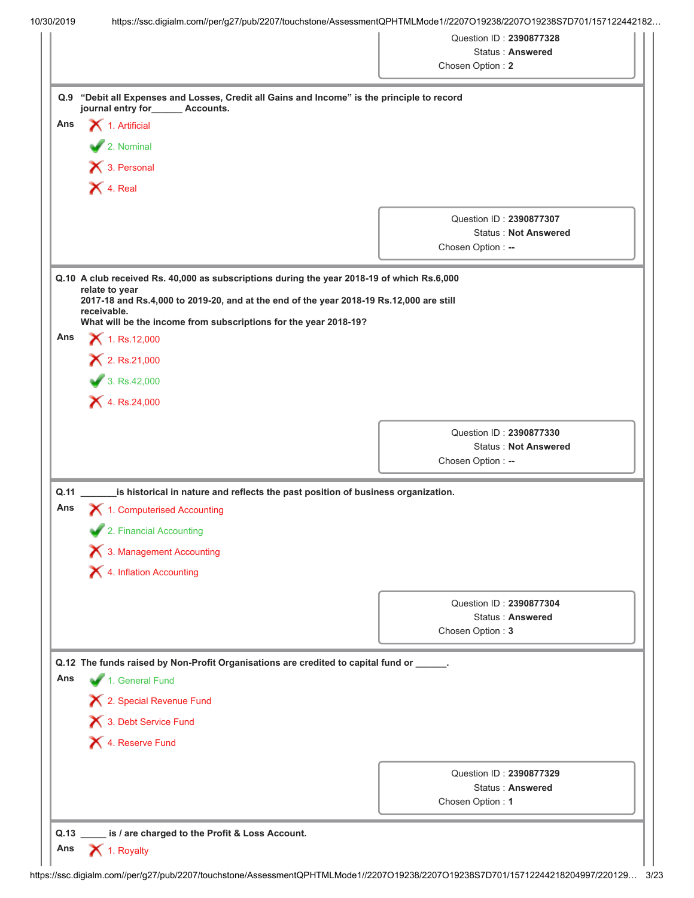Question ID : **2390877328**
Status : **Answered**
Chosen Option : **2**

**Q.9** **"Debit all Expenses and Losses, Credit all Gains and Income" is the principle to record journal entry for______ Accounts.**

**Ans**

- ✗ 1. Artificial
- ✓ 2. Nominal
- ✗ 3. Personal
- ✗ 4. Real

Question ID : **2390877307**
Status : **Not Answered**
Chosen Option : **--**

**Q.10** **A club received Rs. 40,000 as subscriptions during the year 2018-19 of which Rs.6,000 relate to year 2017-18 and Rs.4,000 to 2019-20, and at the end of the year 2018-19 Rs.12,000 are still receivable. What will be the income from subscriptions for the year 2018-19?**

**Ans**

- ✗ 1. Rs.12,000
- ✗ 2. Rs.21,000
- ✓ 3. Rs.42,000
- ✗ 4. Rs.24,000

Question ID : **2390877330**
Status : **Not Answered**
Chosen Option : **--**

**Q.11** **_______is historical in nature and reflects the past position of business organization.**

**Ans**

- ✗ 1. Computerised Accounting
- ✓ 2. Financial Accounting
- ✗ 3. Management Accounting
- ✗ 4. Inflation Accounting

Question ID : **2390877304**
Status : **Answered**
Chosen Option : **3**

**Q.12** **The funds raised by Non-Profit Organisations are credited to capital fund or ______.**

**Ans**

- ✓ 1. General Fund
- ✗ 2. Special Revenue Fund
- ✗ 3. Debt Service Fund
- ✗ 4. Reserve Fund

Question ID : **2390877329**
Status : **Answered**
Chosen Option : **1**

**Q.13** **_____ is / are charged to the Profit & Loss Account.**

**Ans**

- ✗ 1. Royalty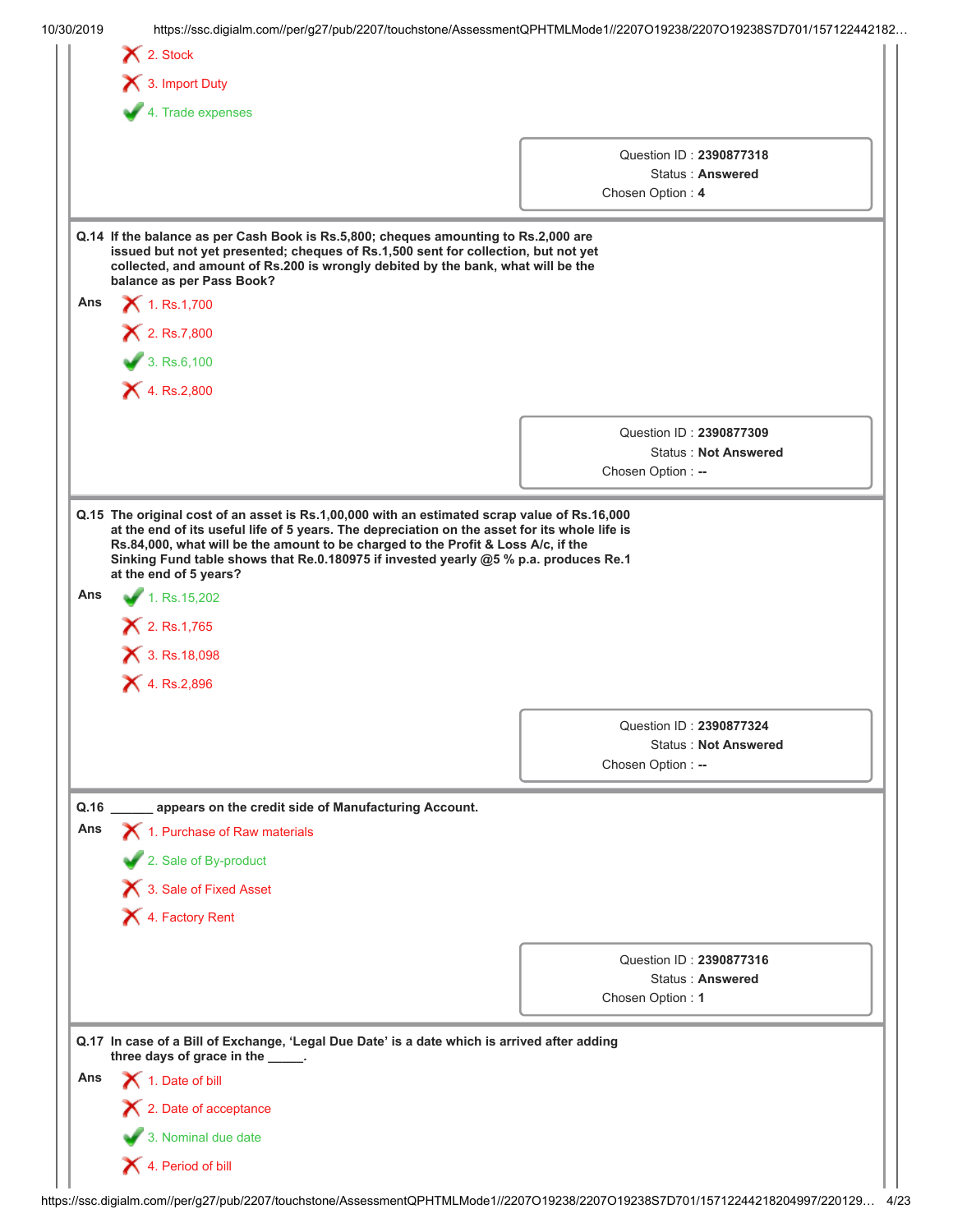2. Stock

3. Import Duty

4. Trade expenses

Question ID : **2390877318**
Status : **Answered**
Chosen Option : **4**

**Q.14 If the balance as per Cash Book is Rs.5,800; cheques amounting to Rs.2,000 are issued but not yet presented; cheques of Rs.1,500 sent for collection, but not yet collected, and amount of Rs.200 is wrongly debited by the bank, what will be the balance as per Pass Book?**

**Ans**

1. Rs.1,700

2. Rs.7,800

3. Rs.6,100

4. Rs.2,800

Question ID : **2390877309**
Status : **Not Answered**
Chosen Option : **--**

**Q.15 The original cost of an asset is Rs.1,00,000 with an estimated scrap value of Rs.16,000 at the end of its useful life of 5 years. The depreciation on the asset for its whole life is Rs.84,000, what will be the amount to be charged to the Profit & Loss A/c, if the Sinking Fund table shows that Re.0.180975 if invested yearly @5 % p.a. produces Re.1 at the end of 5 years?**

**Ans**

1. Rs.15,202

2. Rs.1,765

3. Rs.18,098

4. Rs.2,896

Question ID : **2390877324**
Status : **Not Answered**
Chosen Option : **--**

**Q.16 ______ appears on the credit side of Manufacturing Account.**

**Ans**

1. Purchase of Raw materials

2. Sale of By-product

3. Sale of Fixed Asset

4. Factory Rent

Question ID : **2390877316**
Status : **Answered**
Chosen Option : **1**

**Q.17 In case of a Bill of Exchange, 'Legal Due Date' is a date which is arrived after adding three days of grace in the _____.**

**Ans**

1. Date of bill

2. Date of acceptance

3. Nominal due date

4. Period of bill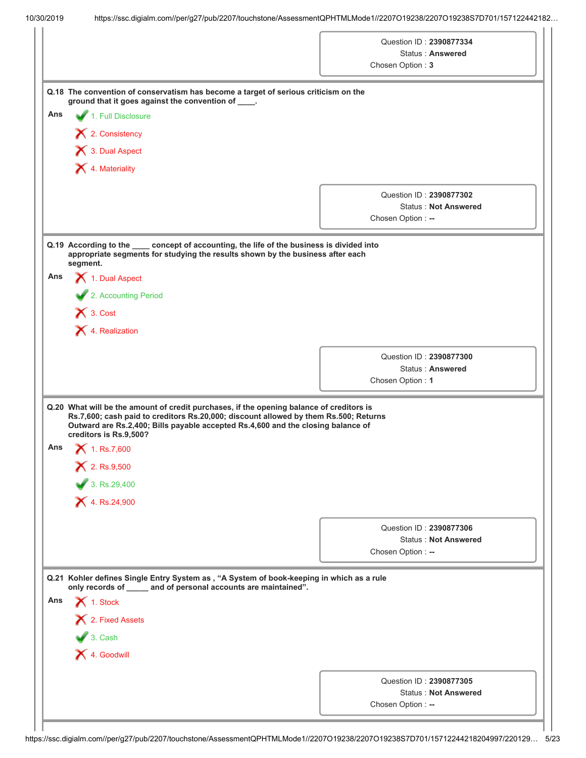Question ID : **2390877334**
Status : **Answered**
Chosen Option : **3**

**Q.18** **The convention of conservatism has become a target of serious criticism on the ground that it goes against the convention of ____.**

**Ans**

✔ 1. Full Disclosure

✘ 2. Consistency

✘ 3. Dual Aspect

✘ 4. Materiality

Question ID : **2390877302**
Status : **Not Answered**
Chosen Option : **--**

**Q.19** **According to the ____ concept of accounting, the life of the business is divided into appropriate segments for studying the results shown by the business after each segment.**

**Ans**

✘ 1. Dual Aspect

✔ 2. Accounting Period

✘ 3. Cost

✘ 4. Realization

Question ID : **2390877300**
Status : **Answered**
Chosen Option : **1**

**Q.20** **What will be the amount of credit purchases, if the opening balance of creditors is Rs.7,600; cash paid to creditors Rs.20,000; discount allowed by them Rs.500; Returns Outward are Rs.2,400; Bills payable accepted Rs.4,600 and the closing balance of creditors is Rs.9,500?**

**Ans**

✘ 1. Rs.7,600

✘ 2. Rs.9,500

✔ 3. Rs.29,400

✘ 4. Rs.24,900

Question ID : **2390877306**
Status : **Not Answered**
Chosen Option : **--**

**Q.21** **Kohler defines Single Entry System as , "A System of book-keeping in which as a rule only records of _____ and of personal accounts are maintained".**

**Ans**

✘ 1. Stock

✘ 2. Fixed Assets

✔ 3. Cash

✘ 4. Goodwill

Question ID : **2390877305**
Status : **Not Answered**
Chosen Option : **--**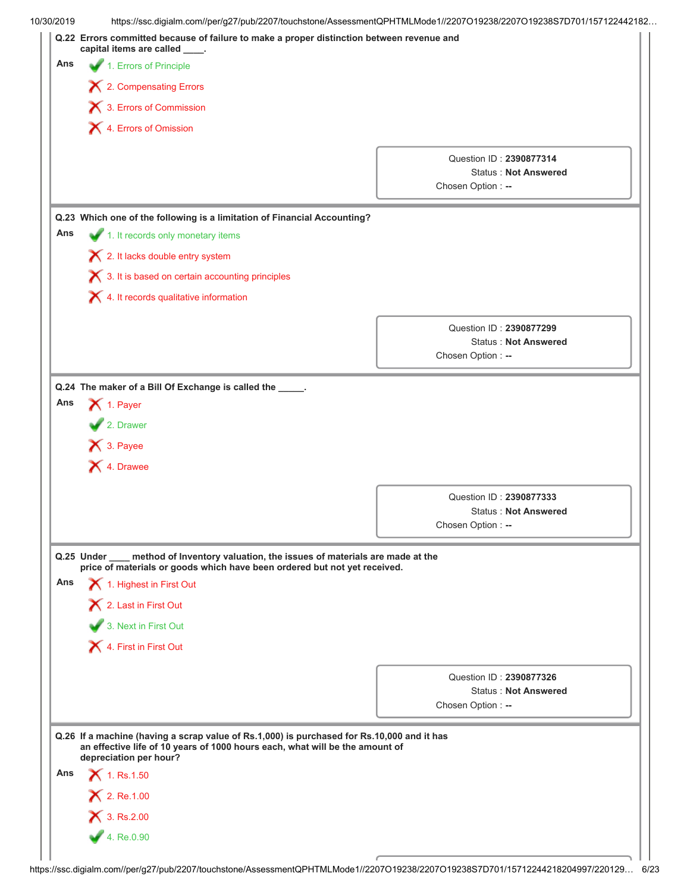**Q.22** **Errors committed because of failure to make a proper distinction between revenue and capital items are called ____.**

**Ans**

✔ 1. Errors of Principle

✘ 2. Compensating Errors

✘ 3. Errors of Commission

✘ 4. Errors of Omission

Question ID : **2390877314**
Status : **Not Answered**
Chosen Option : **--**

**Q.23** **Which one of the following is a limitation of Financial Accounting?**

**Ans**

✔ 1. It records only monetary items

✘ 2. It lacks double entry system

✘ 3. It is based on certain accounting principles

✘ 4. It records qualitative information

Question ID : **2390877299**
Status : **Not Answered**
Chosen Option : **--**

**Q.24** **The maker of a Bill Of Exchange is called the _____.**

**Ans**

✘ 1. Payer

✔ 2. Drawer

✘ 3. Payee

✘ 4. Drawee

Question ID : **2390877333**
Status : **Not Answered**
Chosen Option : **--**

**Q.25** **Under ____ method of Inventory valuation, the issues of materials are made at the price of materials or goods which have been ordered but not yet received.**

**Ans**

✘ 1. Highest in First Out

✘ 2. Last in First Out

✔ 3. Next in First Out

✘ 4. First in First Out

Question ID : **2390877326**
Status : **Not Answered**
Chosen Option : **--**

**Q.26** **If a machine (having a scrap value of Rs.1,000) is purchased for Rs.10,000 and it has an effective life of 10 years of 1000 hours each, what will be the amount of depreciation per hour?**

**Ans**

✘ 1. Rs.1.50

✘ 2. Re.1.00

✘ 3. Rs.2.00

✔ 4. Re.0.90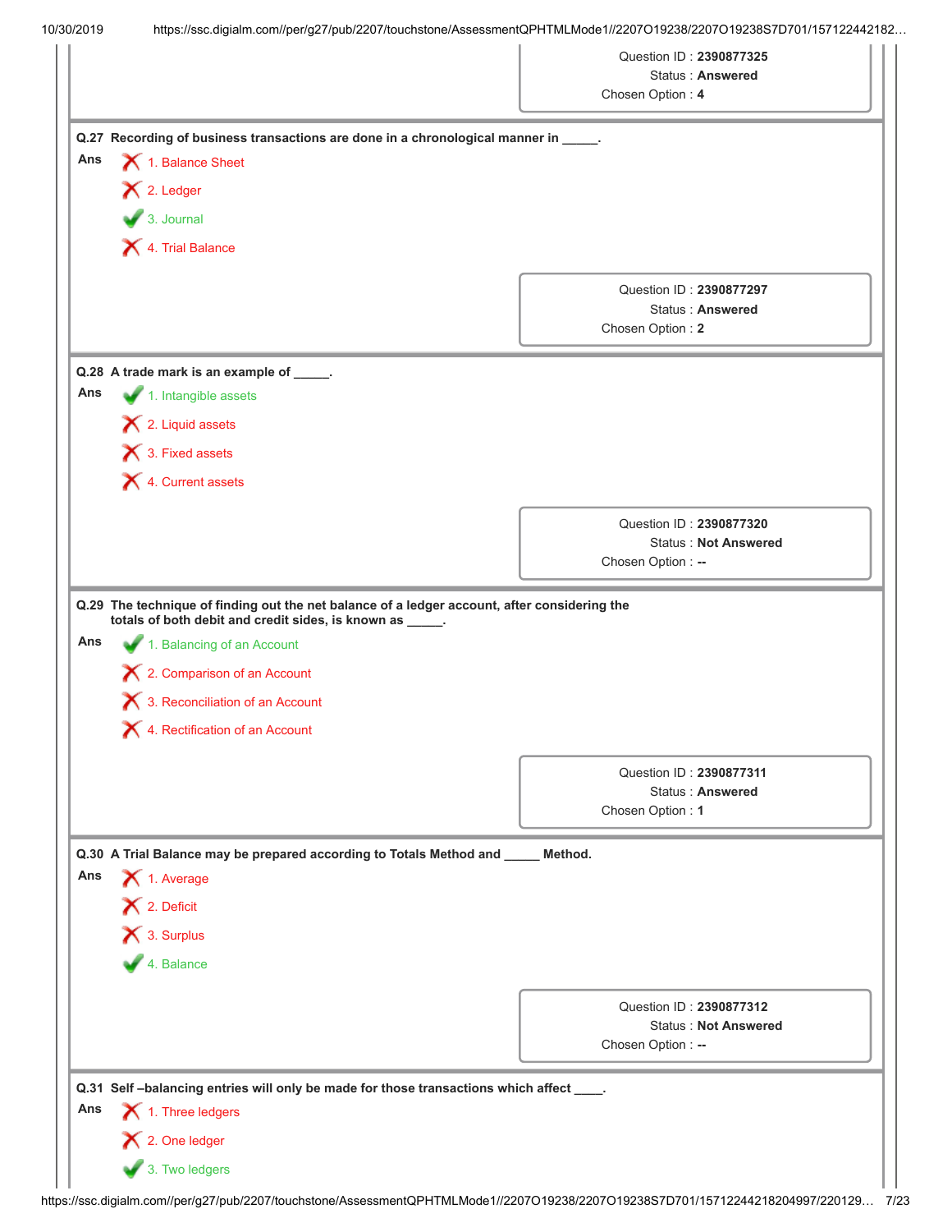| | |
|---|---|
| Question ID : | **2390877325** |
| Status : | **Answered** |
| Chosen Option : | **4** |

**Q.27 Recording of business transactions are done in a chronological manner in _____.**

**Ans**

✗ 1. Balance Sheet

✗ 2. Ledger

✓ 3. Journal

✗ 4. Trial Balance

| | |
|---|---|
| Question ID : | **2390877297** |
| Status : | **Answered** |
| Chosen Option : | **2** |

**Q.28 A trade mark is an example of _____.**

**Ans**

✓ 1. Intangible assets

✗ 2. Liquid assets

✗ 3. Fixed assets

✗ 4. Current assets

| | |
|---|---|
| Question ID : | **2390877320** |
| Status : | **Not Answered** |
| Chosen Option : | **--** |

**Q.29 The technique of finding out the net balance of a ledger account, after considering the totals of both debit and credit sides, is known as _____.**

**Ans**

✓ 1. Balancing of an Account

✗ 2. Comparison of an Account

✗ 3. Reconciliation of an Account

✗ 4. Rectification of an Account

| | |
|---|---|
| Question ID : | **2390877311** |
| Status : | **Answered** |
| Chosen Option : | **1** |

**Q.30 A Trial Balance may be prepared according to Totals Method and _____ Method.**

**Ans**

✗ 1. Average

✗ 2. Deficit

✗ 3. Surplus

✓ 4. Balance

| | |
|---|---|
| Question ID : | **2390877312** |
| Status : | **Not Answered** |
| Chosen Option : | **--** |

**Q.31 Self –balancing entries will only be made for those transactions which affect ____.**

**Ans**

✗ 1. Three ledgers

✗ 2. One ledger

✓ 3. Two ledgers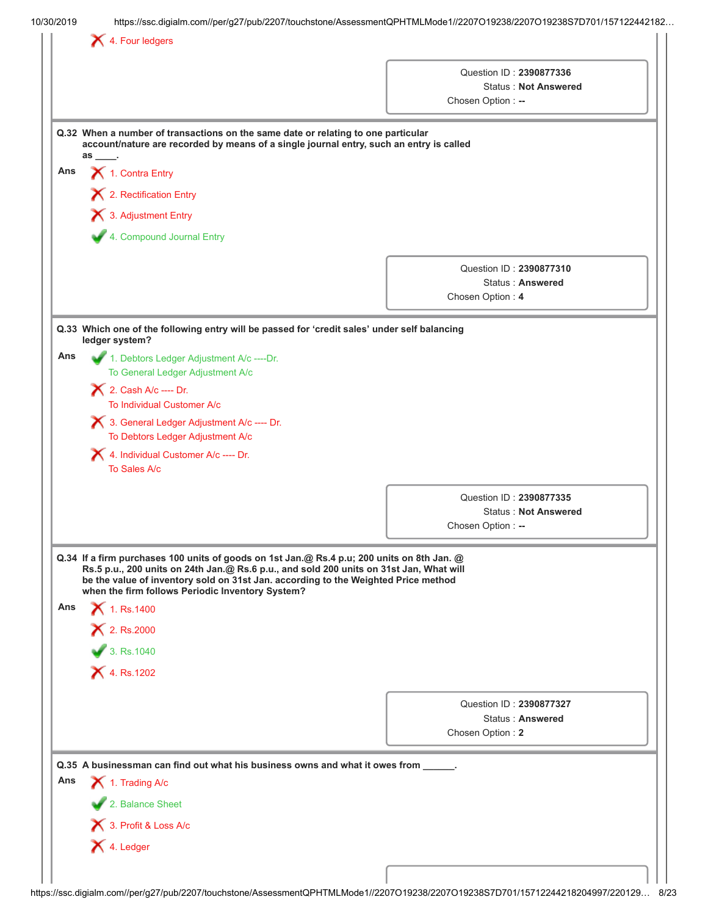4. Four ledgers

Question ID : 2390877336
Status : Not Answered
Chosen Option : --

**Q.32 When a number of transactions on the same date or relating to one particular account/nature are recorded by means of a single journal entry, such an entry is called as ____.**

Ans
1. Contra Entry
2. Rectification Entry
3. Adjustment Entry
4. Compound Journal Entry ✔

Question ID : 2390877310
Status : Answered
Chosen Option : 4

**Q.33 Which one of the following entry will be passed for 'credit sales' under self balancing ledger system?**

Ans
1. Debtors Ledger Adjustment A/c ----Dr.
To General Ledger Adjustment A/c ✔
2. Cash A/c ---- Dr.
To Individual Customer A/c
3. General Ledger Adjustment A/c ---- Dr.
To Debtors Ledger Adjustment A/c
4. Individual Customer A/c ---- Dr.
To Sales A/c

Question ID : 2390877335
Status : Not Answered
Chosen Option : --

**Q.34 If a firm purchases 100 units of goods on 1st Jan.@ Rs.4 p.u; 200 units on 8th Jan. @ Rs.5 p.u., 200 units on 24th Jan.@ Rs.6 p.u., and sold 200 units on 31st Jan, What will be the value of inventory sold on 31st Jan. according to the Weighted Price method when the firm follows Periodic Inventory System?**

Ans
1. Rs.1400
2. Rs.2000
3. Rs.1040 ✔
4. Rs.1202

Question ID : 2390877327
Status : Answered
Chosen Option : 2

**Q.35 A businessman can find out what his business owns and what it owes from ______.**

Ans
1. Trading A/c
2. Balance Sheet ✔
3. Profit & Loss A/c
4. Ledger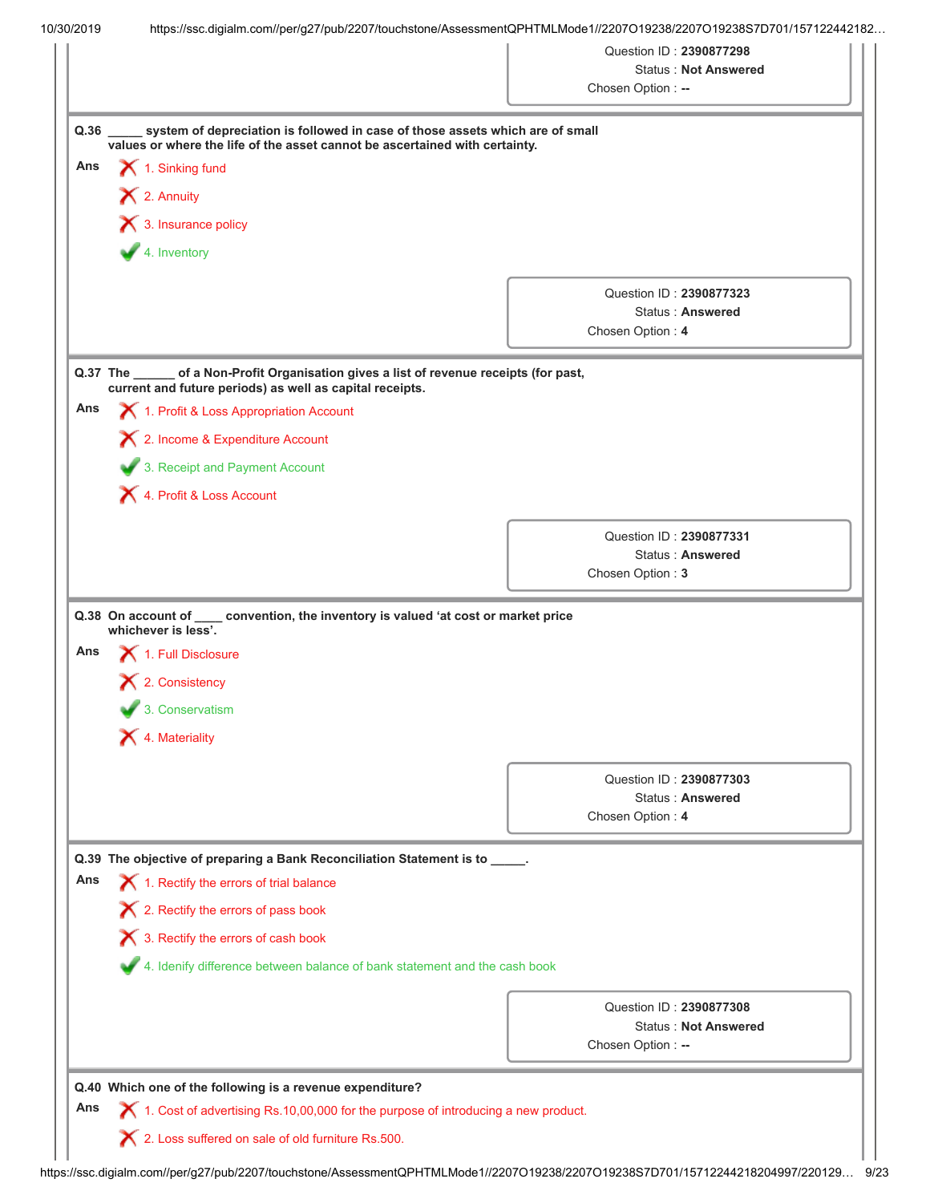Question ID : **2390877298**
Status : **Not Answered**
Chosen Option : **--**

**Q.36** **_____ system of depreciation is followed in case of those assets which are of small values or where the life of the asset cannot be ascertained with certainty.**

**Ans**

- ✗ 1. Sinking fund
- ✗ 2. Annuity
- ✗ 3. Insurance policy
- ✓ 4. Inventory

Question ID : **2390877323**
Status : **Answered**
Chosen Option : **4**

**Q.37** **The ______ of a Non-Profit Organisation gives a list of revenue receipts (for past, current and future periods) as well as capital receipts.**

**Ans**

- ✗ 1. Profit & Loss Appropriation Account
- ✗ 2. Income & Expenditure Account
- ✓ 3. Receipt and Payment Account
- ✗ 4. Profit & Loss Account

Question ID : **2390877331**
Status : **Answered**
Chosen Option : **3**

**Q.38** **On account of ____ convention, the inventory is valued 'at cost or market price whichever is less'.**

**Ans**

- ✗ 1. Full Disclosure
- ✗ 2. Consistency
- ✓ 3. Conservatism
- ✗ 4. Materiality

Question ID : **2390877303**
Status : **Answered**
Chosen Option : **4**

**Q.39** **The objective of preparing a Bank Reconciliation Statement is to _____.**

**Ans**

- ✗ 1. Rectify the errors of trial balance
- ✗ 2. Rectify the errors of pass book
- ✗ 3. Rectify the errors of cash book
- ✓ 4. Idenify difference between balance of bank statement and the cash book

Question ID : **2390877308**
Status : **Not Answered**
Chosen Option : **--**

**Q.40** **Which one of the following is a revenue expenditure?**

**Ans**

- ✗ 1. Cost of advertising Rs.10,00,000 for the purpose of introducing a new product.
- ✗ 2. Loss suffered on sale of old furniture Rs.500.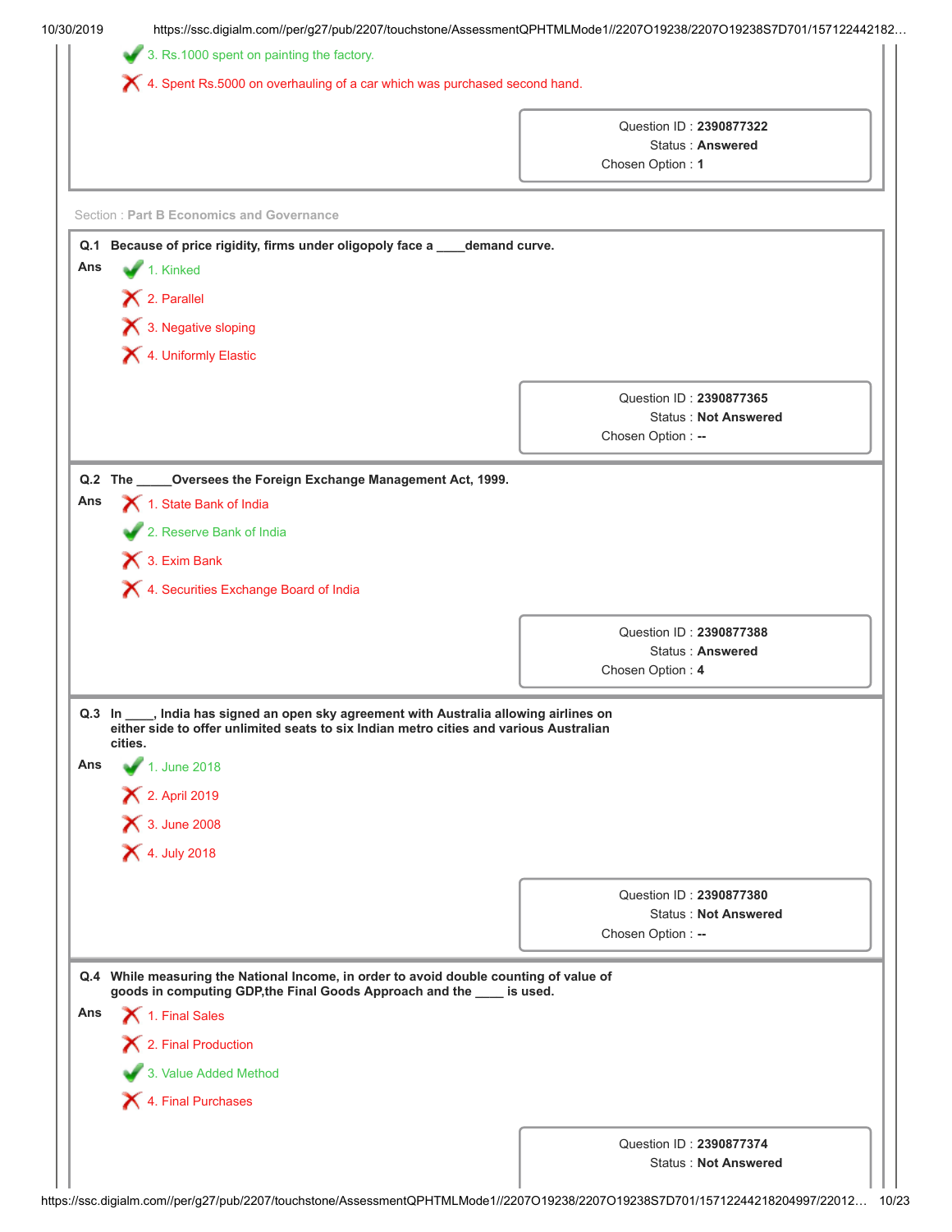3. Rs.1000 spent on painting the factory.

4. Spent Rs.5000 on overhauling of a car which was purchased second hand.

Question ID : **2390877322**
Status : **Answered**
Chosen Option : **1**

Section : **Part B Economics and Governance**

**Q.1 Because of price rigidity, firms under oligopoly face a ____demand curve.**

Ans

1. Kinked ✔
2. Parallel ✘
3. Negative sloping ✘
4. Uniformly Elastic ✘

Question ID : **2390877365**
Status : **Not Answered**
Chosen Option : **--**

**Q.2 The _____Oversees the Foreign Exchange Management Act, 1999.**

Ans

1. State Bank of India ✘
2. Reserve Bank of India ✔
3. Exim Bank ✘
4. Securities Exchange Board of India ✘

Question ID : **2390877388**
Status : **Answered**
Chosen Option : **4**

**Q.3 In ____, India has signed an open sky agreement with Australia allowing airlines on either side to offer unlimited seats to six Indian metro cities and various Australian cities.**

Ans

1. June 2018 ✔
2. April 2019 ✘
3. June 2008 ✘
4. July 2018 ✘

Question ID : **2390877380**
Status : **Not Answered**
Chosen Option : **--**

**Q.4 While measuring the National Income, in order to avoid double counting of value of goods in computing GDP,the Final Goods Approach and the ____ is used.**

Ans

1. Final Sales ✘
2. Final Production ✘
3. Value Added Method ✔
4. Final Purchases ✘

Question ID : **2390877374**
Status : **Not Answered**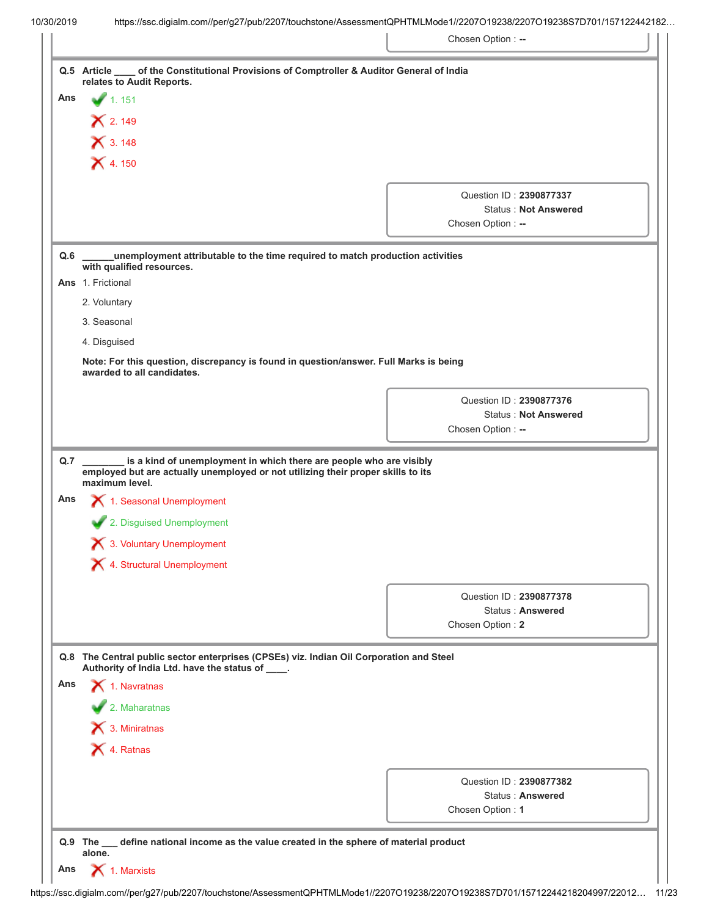Chosen Option : --

**Q.5** **Article ____ of the Constitutional Provisions of Comptroller & Auditor General of India relates to Audit Reports.**

**Ans**

- ✔ 1. 151
- ✘ 2. 149
- ✘ 3. 148
- ✘ 4. 150

Question ID : **2390877337**
Status : **Not Answered**
Chosen Option : **--**

**Q.6** **______unemployment attributable to the time required to match production activities with qualified resources.**

**Ans**

1. Frictional
2. Voluntary
3. Seasonal
4. Disguised

**Note: For this question, discrepancy is found in question/answer. Full Marks is being awarded to all candidates.**

Question ID : **2390877376**
Status : **Not Answered**
Chosen Option : **--**

**Q.7** **________ is a kind of unemployment in which there are people who are visibly employed but are actually unemployed or not utilizing their proper skills to its maximum level.**

**Ans**

- ✘ 1. Seasonal Unemployment
- ✔ 2. Disguised Unemployment
- ✘ 3. Voluntary Unemployment
- ✘ 4. Structural Unemployment

Question ID : **2390877378**
Status : **Answered**
Chosen Option : **2**

**Q.8** **The Central public sector enterprises (CPSEs) viz. Indian Oil Corporation and Steel Authority of India Ltd. have the status of ____.**

**Ans**

- ✘ 1. Navratnas
- ✔ 2. Maharatnas
- ✘ 3. Miniratnas
- ✘ 4. Ratnas

Question ID : **2390877382**
Status : **Answered**
Chosen Option : **1**

**Q.9** **The ___ define national income as the value created in the sphere of material product alone.**

**Ans**

- ✘ 1. Marxists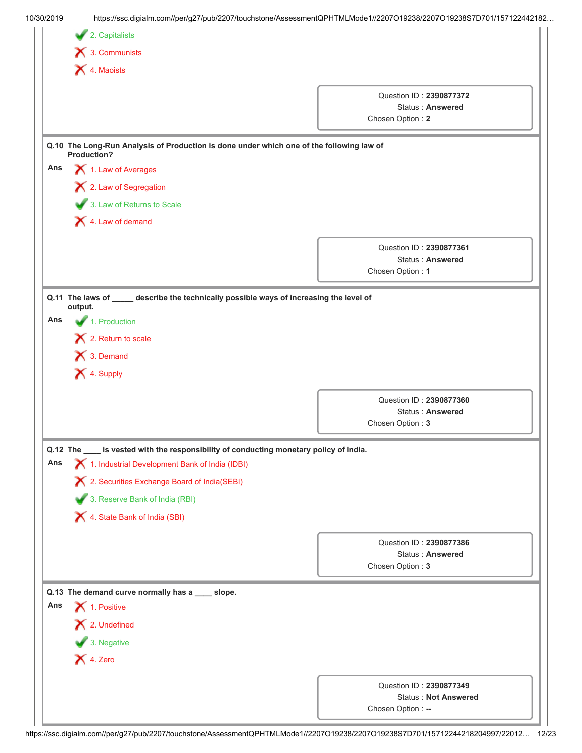✔ 2. Capitalists

✘ 3. Communists

✘ 4. Maoists

Question ID : **2390877372**
Status : **Answered**
Chosen Option : **2**

---

**Q.10 The Long-Run Analysis of Production is done under which one of the following law of Production?**

**Ans**

✘ 1. Law of Averages

✘ 2. Law of Segregation

✔ 3. Law of Returns to Scale

✘ 4. Law of demand

Question ID : **2390877361**
Status : **Answered**
Chosen Option : **1**

---

**Q.11 The laws of _____ describe the technically possible ways of increasing the level of output.**

**Ans**

✔ 1. Production

✘ 2. Return to scale

✘ 3. Demand

✘ 4. Supply

Question ID : **2390877360**
Status : **Answered**
Chosen Option : **3**

---

**Q.12 The ____ is vested with the responsibility of conducting monetary policy of India.**

**Ans**

✘ 1. Industrial Development Bank of India (IDBI)

✘ 2. Securities Exchange Board of India(SEBI)

✔ 3. Reserve Bank of India (RBI)

✘ 4. State Bank of India (SBI)

Question ID : **2390877386**
Status : **Answered**
Chosen Option : **3**

---

**Q.13 The demand curve normally has a ____ slope.**

**Ans**

✘ 1. Positive

✘ 2. Undefined

✔ 3. Negative

✘ 4. Zero

Question ID : **2390877349**
Status : **Not Answered**
Chosen Option : **--**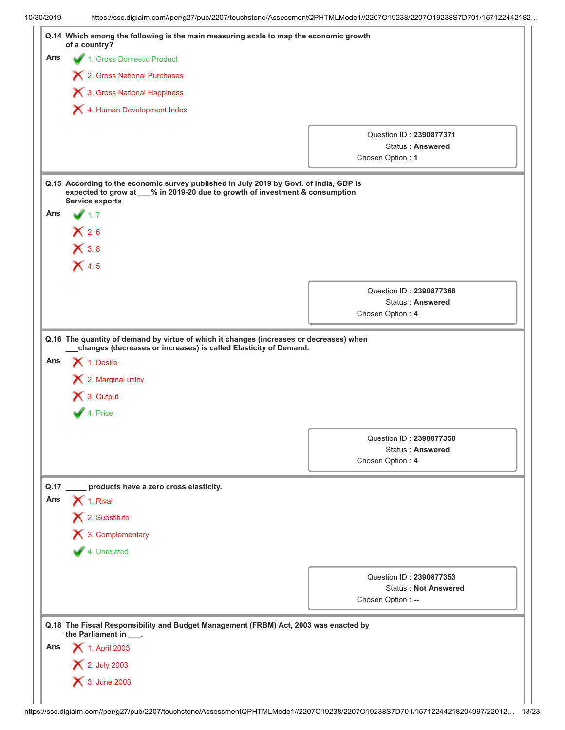**Q.14 Which among the following is the main measuring scale to map the economic growth of a country?**

Ans
- ✔ 1. Gross Domestic Product
- ✘ 2. Gross National Purchases
- ✘ 3. Gross National Happiness
- ✘ 4. Human Development Index

Question ID : **2390877371**
Status : **Answered**
Chosen Option : **1**

**Q.15 According to the economic survey published in July 2019 by Govt. of India, GDP is expected to grow at ___% in 2019-20 due to growth of investment & consumption Service exports**

Ans
- ✔ 1. 7
- ✘ 2. 6
- ✘ 3. 8
- ✘ 4. 5

Question ID : **2390877368**
Status : **Answered**
Chosen Option : **4**

**Q.16 The quantity of demand by virtue of which it changes (increases or decreases) when ___changes (decreases or increases) is called Elasticity of Demand.**

Ans
- ✘ 1. Desire
- ✘ 2. Marginal utility
- ✘ 3. Output
- ✔ 4. Price

Question ID : **2390877350**
Status : **Answered**
Chosen Option : **4**

**Q.17 _____ products have a zero cross elasticity.**

Ans
- ✘ 1. Rival
- ✘ 2. Substitute
- ✘ 3. Complementary
- ✔ 4. Unrelated

Question ID : **2390877353**
Status : **Not Answered**
Chosen Option : **--**

**Q.18 The Fiscal Responsibility and Budget Management (FRBM) Act, 2003 was enacted by the Parliament in ___.**

Ans
- ✘ 1. April 2003
- ✘ 2. July 2003
- ✘ 3. June 2003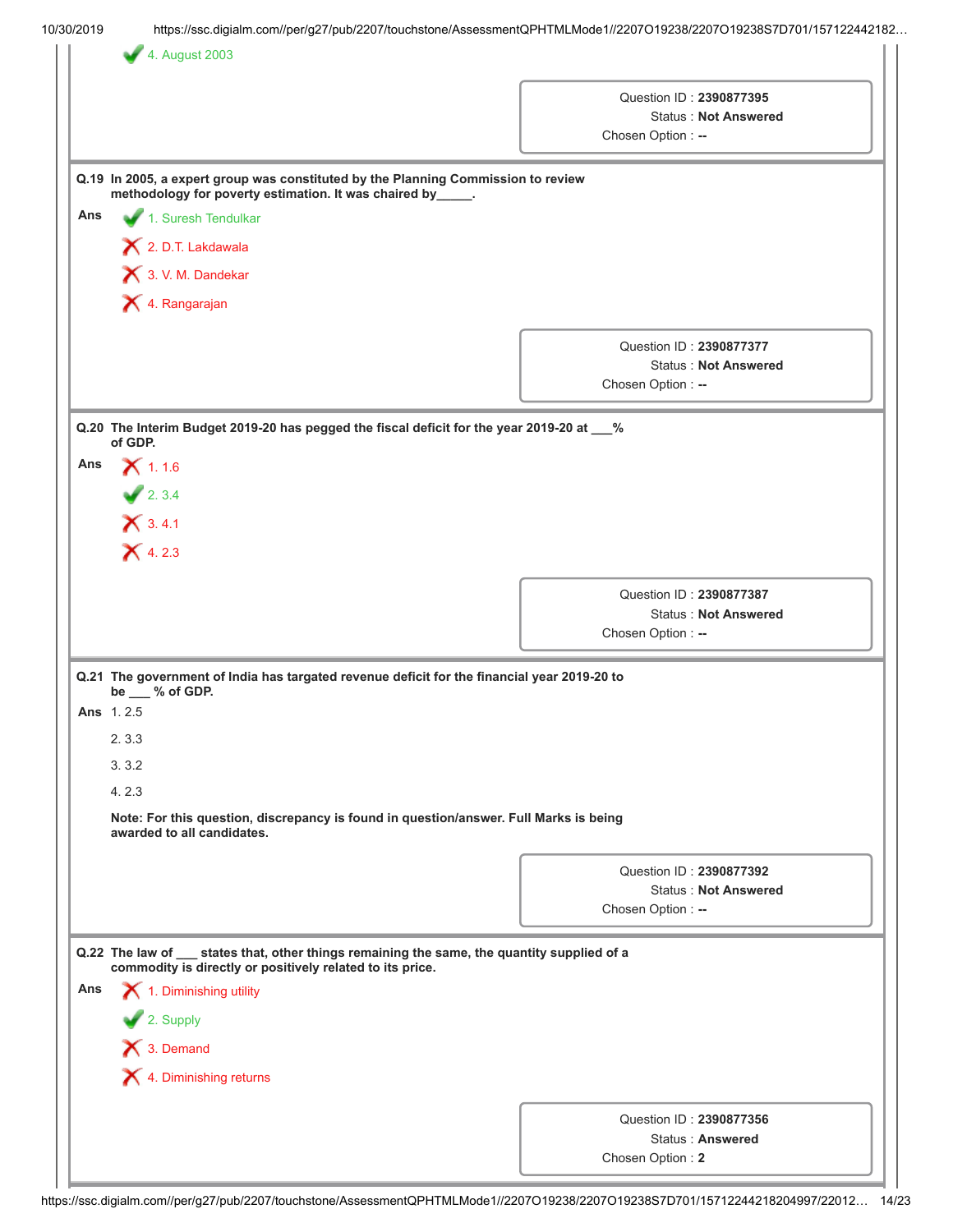✔ 4. August 2003

Question ID : **2390877395**
Status : **Not Answered**
Chosen Option : **--**

**Q.19 In 2005, a expert group was constituted by the Planning Commission to review methodology for poverty estimation. It was chaired by_____.**

**Ans**

✔ 1. Suresh Tendulkar

✘ 2. D.T. Lakdawala

✘ 3. V. M. Dandekar

✘ 4. Rangarajan

Question ID : **2390877377**
Status : **Not Answered**
Chosen Option : **--**

**Q.20 The Interim Budget 2019-20 has pegged the fiscal deficit for the year 2019-20 at ___% of GDP.**

**Ans**

✘ 1. 1.6

✔ 2. 3.4

✘ 3. 4.1

✘ 4. 2.3

Question ID : **2390877387**
Status : **Not Answered**
Chosen Option : **--**

**Q.21 The government of India has targated revenue deficit for the financial year 2019-20 to be ___ % of GDP.**

**Ans** 1. 2.5

2. 3.3

3. 3.2

4. 2.3

**Note: For this question, discrepancy is found in question/answer. Full Marks is being awarded to all candidates.**

Question ID : **2390877392**
Status : **Not Answered**
Chosen Option : **--**

**Q.22 The law of ___ states that, other things remaining the same, the quantity supplied of a commodity is directly or positively related to its price.**

**Ans**

✘ 1. Diminishing utility

✔ 2. Supply

✘ 3. Demand

✘ 4. Diminishing returns

Question ID : **2390877356**
Status : **Answered**
Chosen Option : **2**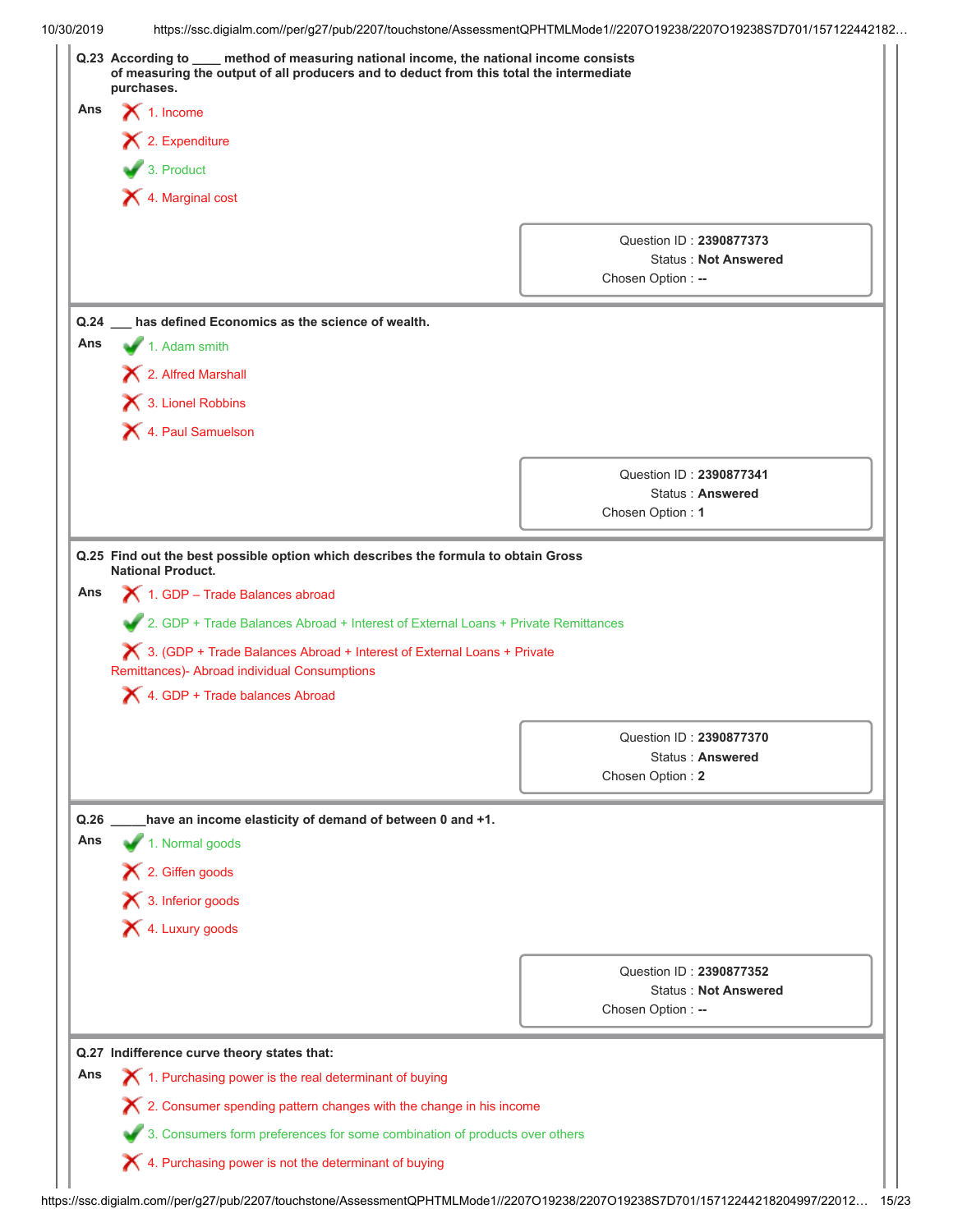**Q.23 According to ____ method of measuring national income, the national income consists of measuring the output of all producers and to deduct from this total the intermediate purchases.**

Ans

- ✗ 1. Income
- ✗ 2. Expenditure
- ✓ 3. Product
- ✗ 4. Marginal cost

Question ID : **2390877373**
Status : **Not Answered**
Chosen Option : **--**

---

**Q.24 ___ has defined Economics as the science of wealth.**

Ans

- ✓ 1. Adam smith
- ✗ 2. Alfred Marshall
- ✗ 3. Lionel Robbins
- ✗ 4. Paul Samuelson

Question ID : **2390877341**
Status : **Answered**
Chosen Option : **1**

---

**Q.25 Find out the best possible option which describes the formula to obtain Gross National Product.**

Ans

- ✗ 1. GDP – Trade Balances abroad
- ✓ 2. GDP + Trade Balances Abroad + Interest of External Loans + Private Remittances
- ✗ 3. (GDP + Trade Balances Abroad + Interest of External Loans + Private Remittances)- Abroad individual Consumptions
- ✗ 4. GDP + Trade balances Abroad

Question ID : **2390877370**
Status : **Answered**
Chosen Option : **2**

---

**Q.26 _____have an income elasticity of demand of between 0 and +1.**

Ans

- ✓ 1. Normal goods
- ✗ 2. Giffen goods
- ✗ 3. Inferior goods
- ✗ 4. Luxury goods

Question ID : **2390877352**
Status : **Not Answered**
Chosen Option : **--**

---

**Q.27 Indifference curve theory states that:**

Ans

- ✗ 1. Purchasing power is the real determinant of buying
- ✗ 2. Consumer spending pattern changes with the change in his income
- ✓ 3. Consumers form preferences for some combination of products over others
- ✗ 4. Purchasing power is not the determinant of buying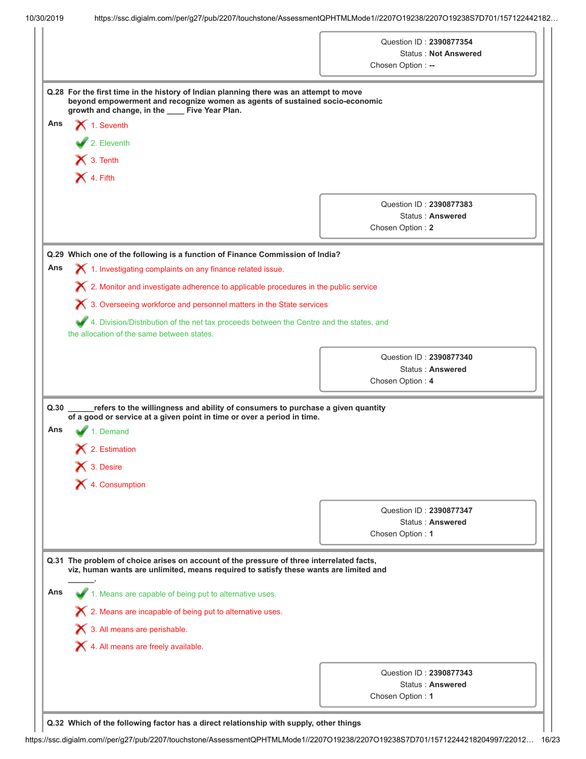Question ID : **2390877354**
Status : **Not Answered**
Chosen Option : **--**

**Q.28 For the first time in the history of Indian planning there was an attempt to move beyond empowerment and recognize women as agents of sustained socio-economic growth and change, in the ____ Five Year Plan.**

**Ans**

✗ 1. Seventh

✓ 2. Eleventh

✗ 3. Tenth

✗ 4. Fifth

Question ID : **2390877383**
Status : **Answered**
Chosen Option : **2**

**Q.29 Which one of the following is a function of Finance Commission of India?**

**Ans**

✗ 1. Investigating complaints on any finance related issue.

✗ 2. Monitor and investigate adherence to applicable procedures in the public service

✗ 3. Overseeing workforce and personnel matters in the State services

✓ 4. Division/Distribution of the net tax proceeds between the Centre and the states, and the allocation of the same between states.

Question ID : **2390877340**
Status : **Answered**
Chosen Option : **4**

**Q.30 ______refers to the willingness and ability of consumers to purchase a given quantity of a good or service at a given point in time or over a period in time.**

**Ans**

✓ 1. Demand

✗ 2. Estimation

✗ 3. Desire

✗ 4. Consumption

Question ID : **2390877347**
Status : **Answered**
Chosen Option : **1**

**Q.31 The problem of choice arises on account of the pressure of three interrelated facts, viz, human wants are unlimited, means required to satisfy these wants are limited and ______.**

**Ans**

✓ 1. Means are capable of being put to alternative uses.

✗ 2. Means are incapable of being put to alternative uses.

✗ 3. All means are perishable.

✗ 4. All means are freely available.

Question ID : **2390877343**
Status : **Answered**
Chosen Option : **1**

**Q.32 Which of the following factor has a direct relationship with supply, other things**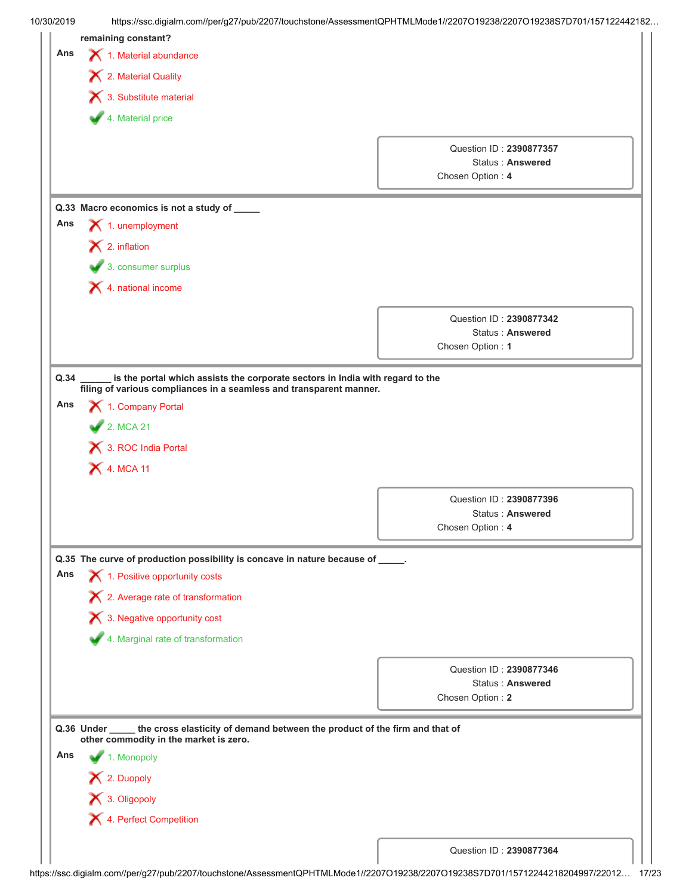**remaining constant?**

Ans

1. Material abundance ✗

2. Material Quality ✗

3. Substitute material ✗

4. Material price ✓

| | |
|---|---|
| Question ID : | **2390877357** |
| Status : | **Answered** |
| Chosen Option : | **4** |

**Q.33 Macro economics is not a study of _____**

Ans

1. unemployment ✗

2. inflation ✗

3. consumer surplus ✓

4. national income ✗

| | |
|---|---|
| Question ID : | **2390877342** |
| Status : | **Answered** |
| Chosen Option : | **1** |

**Q.34 ______ is the portal which assists the corporate sectors in India with regard to the filing of various compliances in a seamless and transparent manner.**

Ans

1. Company Portal ✗

2. MCA 21 ✓

3. ROC India Portal ✗

4. MCA 11 ✗

| | |
|---|---|
| Question ID : | **2390877396** |
| Status : | **Answered** |
| Chosen Option : | **4** |

**Q.35 The curve of production possibility is concave in nature because of _____.**

Ans

1. Positive opportunity costs ✗

2. Average rate of transformation ✗

3. Negative opportunity cost ✗

4. Marginal rate of transformation ✓

| | |
|---|---|
| Question ID : | **2390877346** |
| Status : | **Answered** |
| Chosen Option : | **2** |

**Q.36 Under _____ the cross elasticity of demand between the product of the firm and that of other commodity in the market is zero.**

Ans

1. Monopoly ✓

2. Duopoly ✗

3. Oligopoly ✗

4. Perfect Competition ✗

| | |
|---|---|
| Question ID : | **2390877364** |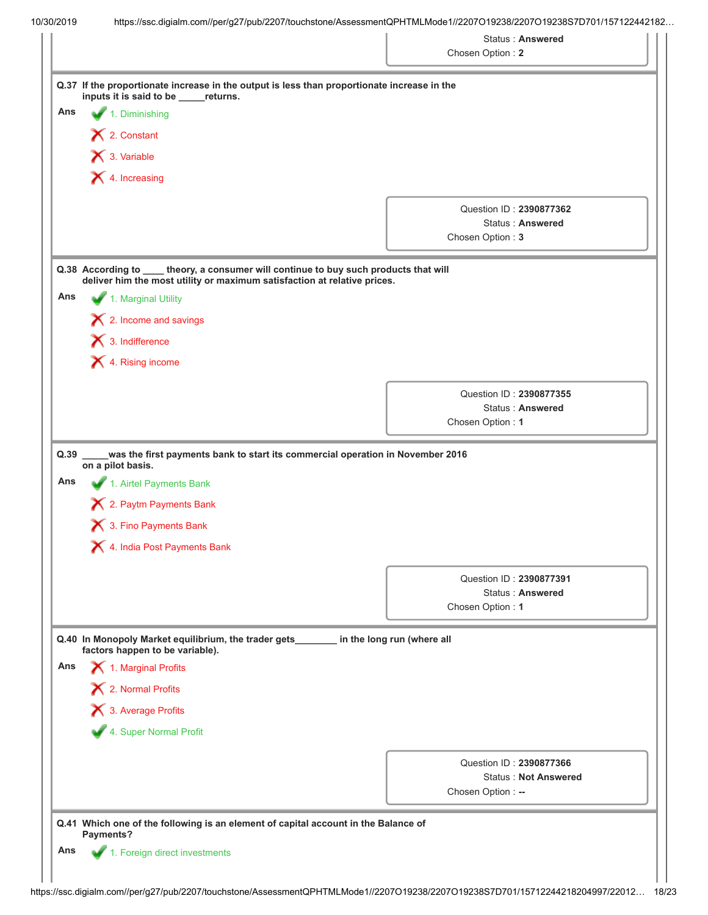Status : **Answered**
Chosen Option : **2**

**Q.37 If the proportionate increase in the output is less than proportionate increase in the inputs it is said to be _____returns.**

**Ans**

✔ 1. Diminishing

✘ 2. Constant

✘ 3. Variable

✘ 4. Increasing

Question ID : **2390877362**
Status : **Answered**
Chosen Option : **3**

**Q.38 According to ____ theory, a consumer will continue to buy such products that will deliver him the most utility or maximum satisfaction at relative prices.**

**Ans**

✔ 1. Marginal Utility

✘ 2. Income and savings

✘ 3. Indifference

✘ 4. Rising income

Question ID : **2390877355**
Status : **Answered**
Chosen Option : **1**

**Q.39 _____was the first payments bank to start its commercial operation in November 2016 on a pilot basis.**

**Ans**

✔ 1. Airtel Payments Bank

✘ 2. Paytm Payments Bank

✘ 3. Fino Payments Bank

✘ 4. India Post Payments Bank

Question ID : **2390877391**
Status : **Answered**
Chosen Option : **1**

**Q.40 In Monopoly Market equilibrium, the trader gets________ in the long run (where all factors happen to be variable).**

**Ans**

✘ 1. Marginal Profits

✘ 2. Normal Profits

✘ 3. Average Profits

✔ 4. Super Normal Profit

Question ID : **2390877366**
Status : **Not Answered**
Chosen Option : **--**

**Q.41 Which one of the following is an element of capital account in the Balance of Payments?**

**Ans**

✔ 1. Foreign direct investments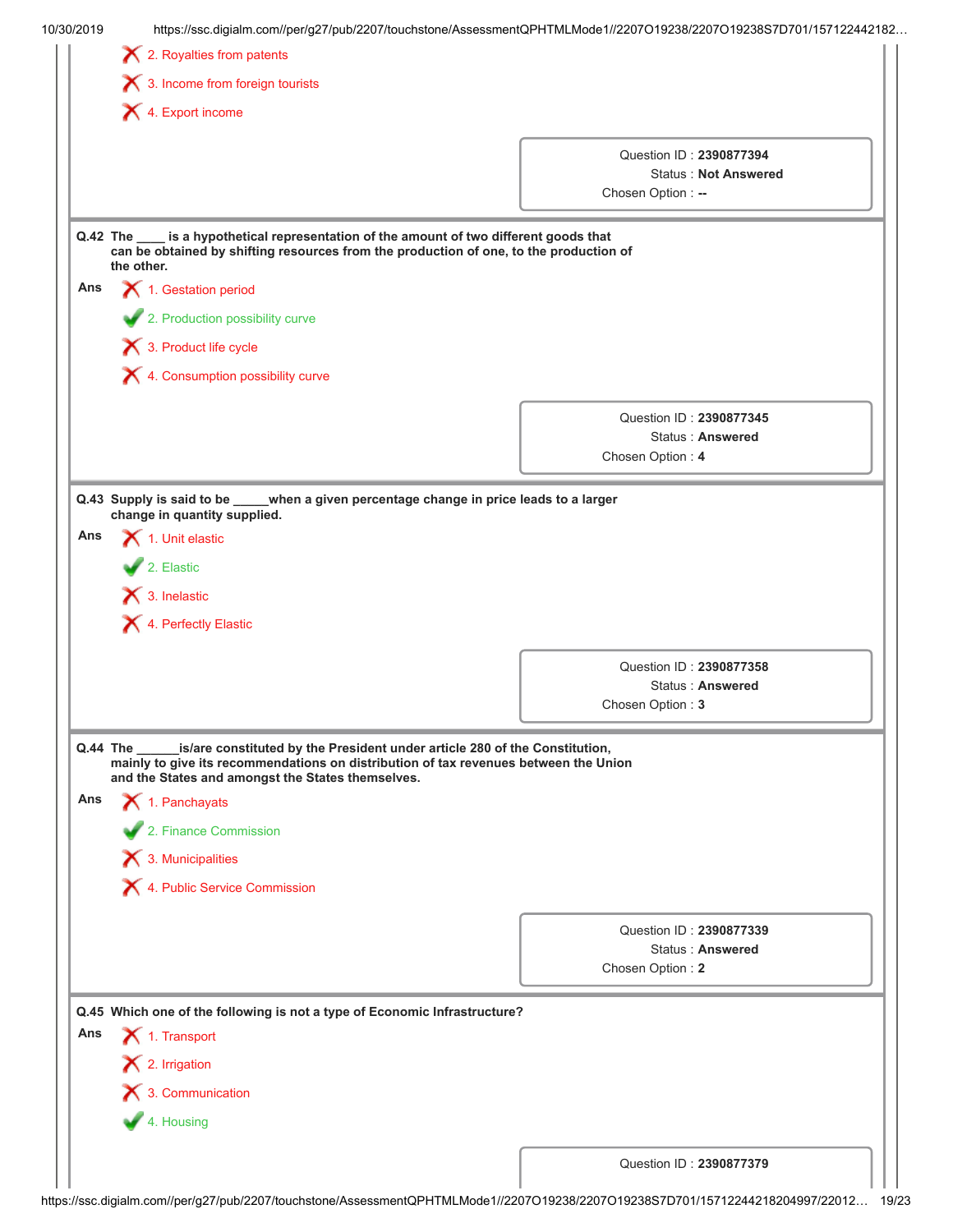2. Royalties from patents

3. Income from foreign tourists

4. Export income

Question ID : **2390877394**
Status : **Not Answered**
Chosen Option : **--**

**Q.42** **The ____ is a hypothetical representation of the amount of two different goods that can be obtained by shifting resources from the production of one, to the production of the other.**

**Ans**

1. Gestation period

2. Production possibility curve

3. Product life cycle

4. Consumption possibility curve

Question ID : **2390877345**
Status : **Answered**
Chosen Option : **4**

**Q.43** **Supply is said to be _____when a given percentage change in price leads to a larger change in quantity supplied.**

**Ans**

1. Unit elastic

2. Elastic

3. Inelastic

4. Perfectly Elastic

Question ID : **2390877358**
Status : **Answered**
Chosen Option : **3**

**Q.44** **The ______is/are constituted by the President under article 280 of the Constitution, mainly to give its recommendations on distribution of tax revenues between the Union and the States and amongst the States themselves.**

**Ans**

1. Panchayats

2. Finance Commission

3. Municipalities

4. Public Service Commission

Question ID : **2390877339**
Status : **Answered**
Chosen Option : **2**

**Q.45** **Which one of the following is not a type of Economic Infrastructure?**

**Ans**

1. Transport

2. Irrigation

3. Communication

4. Housing

Question ID : **2390877379**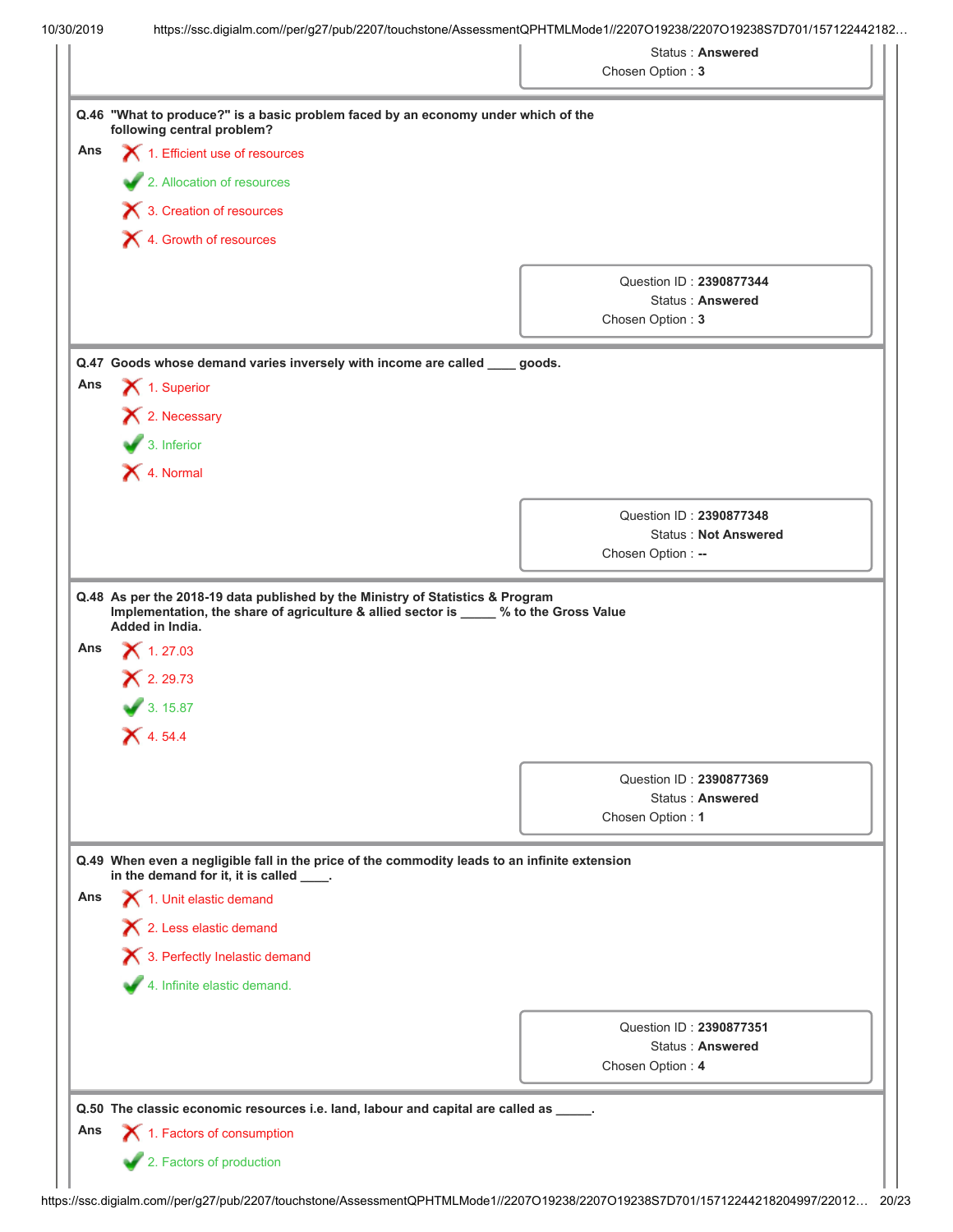Status : **Answered**
Chosen Option : **3**

**Q.46 "What to produce?" is a basic problem faced by an economy under which of the following central problem?**

Ans
1. Efficient use of resources ✗
2. Allocation of resources ✓
3. Creation of resources ✗
4. Growth of resources ✗

Question ID : **2390877344**
Status : **Answered**
Chosen Option : **3**

**Q.47 Goods whose demand varies inversely with income are called ____ goods.**

Ans
1. Superior ✗
2. Necessary ✗
3. Inferior ✓
4. Normal ✗

Question ID : **2390877348**
Status : **Not Answered**
Chosen Option : **--**

**Q.48 As per the 2018-19 data published by the Ministry of Statistics & Program Implementation, the share of agriculture & allied sector is _____ % to the Gross Value Added in India.**

Ans
1. 27.03 ✗
2. 29.73 ✗
3. 15.87 ✓
4. 54.4 ✗

Question ID : **2390877369**
Status : **Answered**
Chosen Option : **1**

**Q.49 When even a negligible fall in the price of the commodity leads to an infinite extension in the demand for it, it is called ____.**

Ans
1. Unit elastic demand ✗
2. Less elastic demand ✗
3. Perfectly Inelastic demand ✗
4. Infinite elastic demand. ✓

Question ID : **2390877351**
Status : **Answered**
Chosen Option : **4**

**Q.50 The classic economic resources i.e. land, labour and capital are called as _____.**

Ans
1. Factors of consumption ✗
2. Factors of production ✓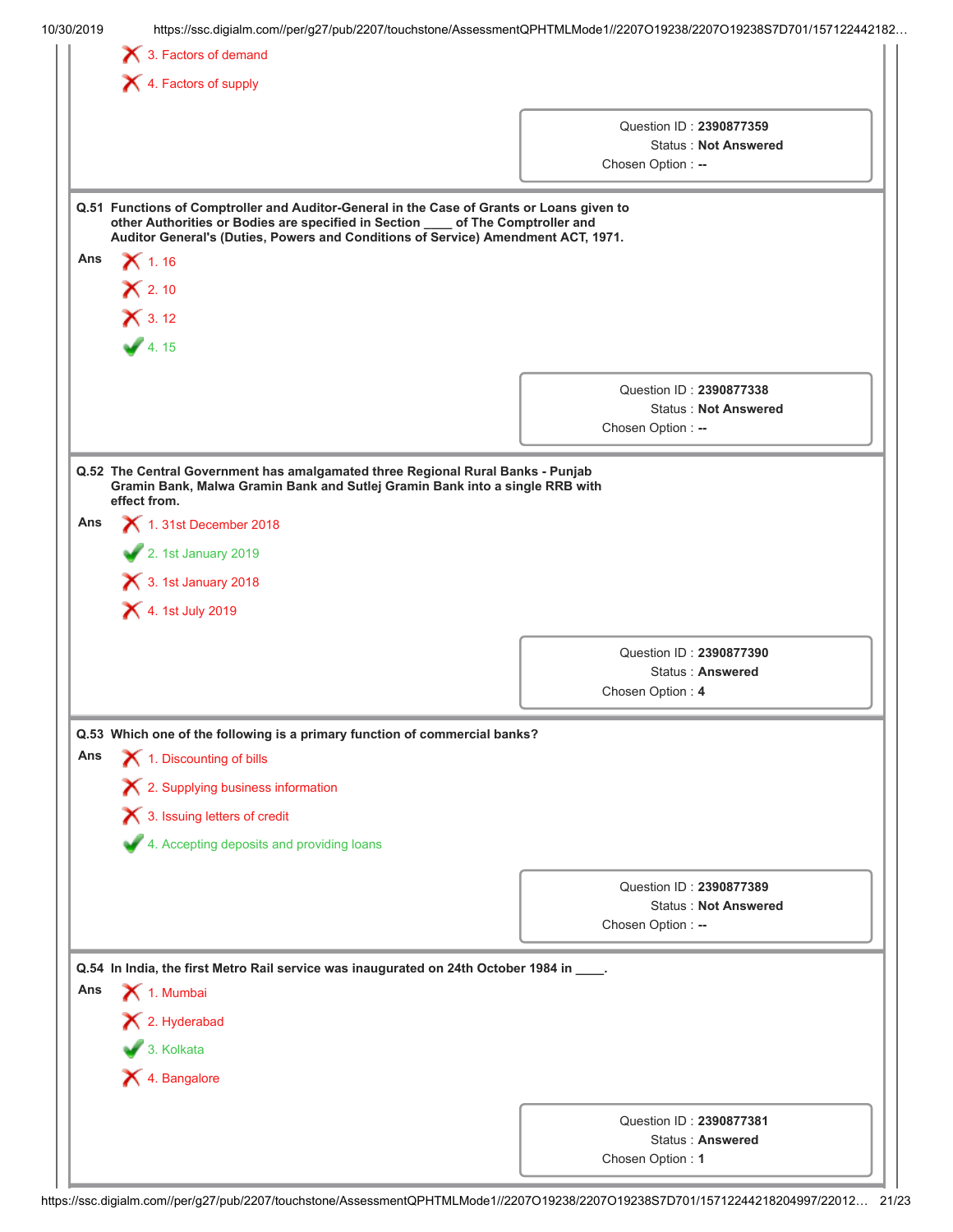3. Factors of demand

4. Factors of supply

Question ID : **2390877359**
Status : **Not Answered**
Chosen Option : **--**

---

**Q.51 Functions of Comptroller and Auditor-General in the Case of Grants or Loans given to other Authorities or Bodies are specified in Section ____ of The Comptroller and Auditor General's (Duties, Powers and Conditions of Service) Amendment ACT, 1971.**

**Ans**

1. 16
2. 10
3. 12
4. 15 ✔

Question ID : **2390877338**
Status : **Not Answered**
Chosen Option : **--**

---

**Q.52 The Central Government has amalgamated three Regional Rural Banks - Punjab Gramin Bank, Malwa Gramin Bank and Sutlej Gramin Bank into a single RRB with effect from.**

**Ans**

1. 31st December 2018
2. 1st January 2019 ✔
3. 1st January 2018
4. 1st July 2019

Question ID : **2390877390**
Status : **Answered**
Chosen Option : **4**

---

**Q.53 Which one of the following is a primary function of commercial banks?**

**Ans**

1. Discounting of bills
2. Supplying business information
3. Issuing letters of credit
4. Accepting deposits and providing loans ✔

Question ID : **2390877389**
Status : **Not Answered**
Chosen Option : **--**

---

**Q.54 In India, the first Metro Rail service was inaugurated on 24th October 1984 in ____.**

**Ans**

1. Mumbai
2. Hyderabad
3. Kolkata ✔
4. Bangalore

Question ID : **2390877381**
Status : **Answered**
Chosen Option : **1**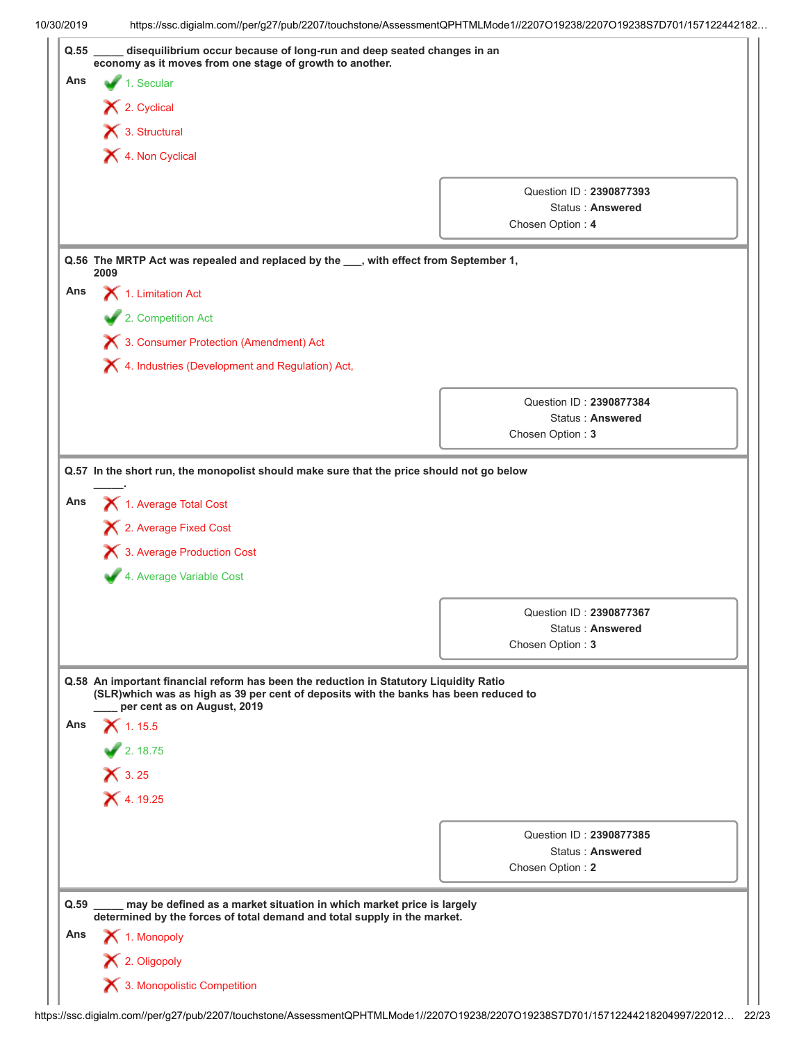**Q.55** _____ disequilibrium occur because of long-run and deep seated changes in an economy as it moves from one stage of growth to another.

**Ans**
1. Secular ✔
2. Cyclical ✘
3. Structural ✘
4. Non Cyclical ✘

Question ID : **2390877393**
Status : **Answered**
Chosen Option : **4**

---

**Q.56** The MRTP Act was repealed and replaced by the ___, with effect from September 1, 2009

**Ans**
1. Limitation Act ✘
2. Competition Act ✔
3. Consumer Protection (Amendment) Act ✘
4. Industries (Development and Regulation) Act, ✘

Question ID : **2390877384**
Status : **Answered**
Chosen Option : **3**

---

**Q.57** In the short run, the monopolist should make sure that the price should not go below _____.

**Ans**
1. Average Total Cost ✘
2. Average Fixed Cost ✘
3. Average Production Cost ✘
4. Average Variable Cost ✔

Question ID : **2390877367**
Status : **Answered**
Chosen Option : **3**

---

**Q.58** An important financial reform has been the reduction in Statutory Liquidity Ratio (SLR)which was as high as 39 per cent of deposits with the banks has been reduced to ____ per cent as on August, 2019

**Ans**
1. 15.5 ✘
2. 18.75 ✔
3. 25 ✘
4. 19.25 ✘

Question ID : **2390877385**
Status : **Answered**
Chosen Option : **2**

---

**Q.59** _____ may be defined as a market situation in which market price is largely determined by the forces of total demand and total supply in the market.

**Ans**
1. Monopoly ✘
2. Oligopoly ✘
3. Monopolistic Competition ✘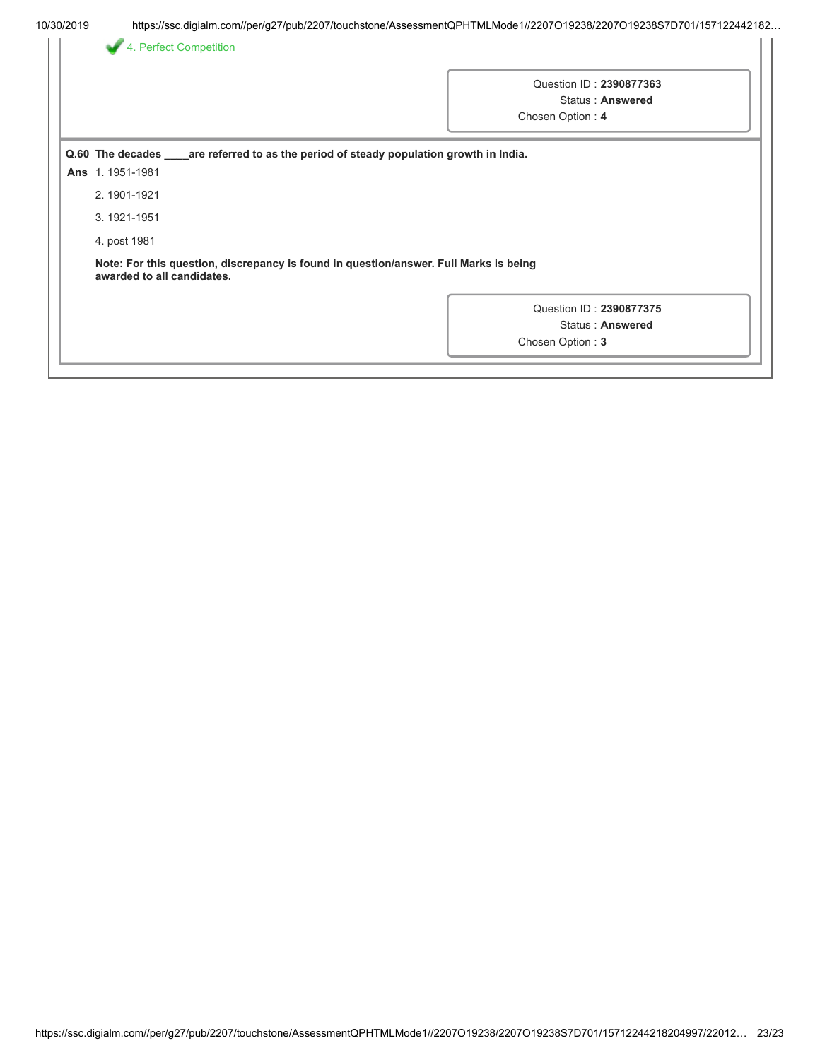4. Perfect Competition

Question ID : **2390877363**
Status : **Answered**
Chosen Option : **4**

**Q.60 The decades ____are referred to as the period of steady population growth in India.**

**Ans** 1. 1951-1981

2. 1901-1921

3. 1921-1951

4. post 1981

**Note: For this question, discrepancy is found in question/answer. Full Marks is being awarded to all candidates.**

Question ID : **2390877375**
Status : **Answered**
Chosen Option : **3**